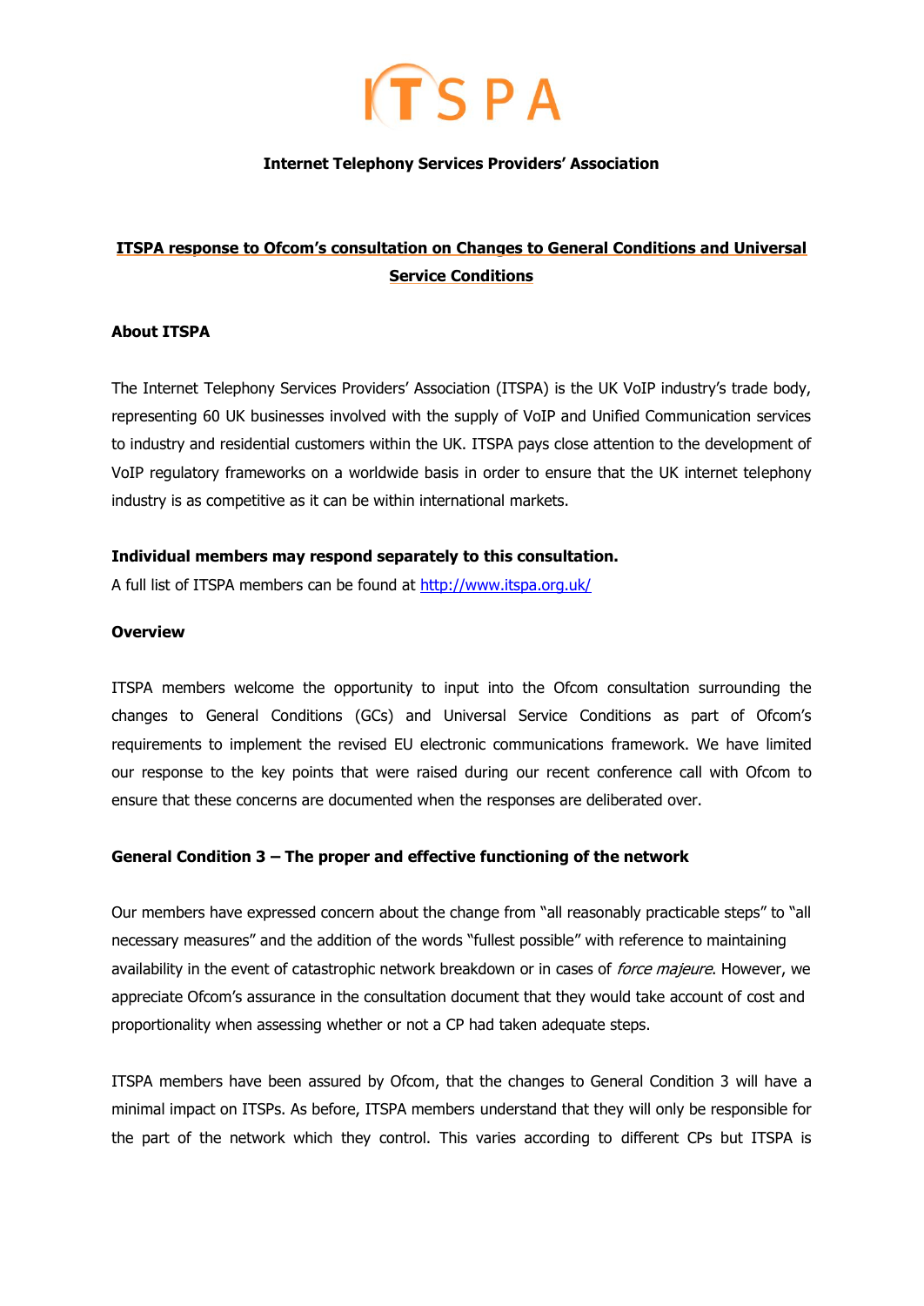# ITSPA

**Internet Telephony Services Providers' Association**

## ITSPA response to Ofcom's consultation on Changes to General Conditions and Universal Service Conditions

### About ITSPA

The Internet Telephony Services Providers' Association (ITSPA) is the UK VoIP industry's trade body, representing 60 UK businesses involved with the supply of VoIP and Unified Communication services to industry and residential customers within the UK. ITSPA pays close attention to the development of VoIP regulatory frameworks on a worldwide basis in order to ensure that the UK internet telephony industry is as competitive as it can be within international markets.

**Individual members may respond separately to this consultation.**

A full list of ITSPA members can be found at http://www.itspa.org.uk/

### Overview

ITSPA members welcome the opportunity to input into the Ofcom consultation surrounding the changes to General Conditions (GCs) and Universal Service Conditions as part of Ofcom's requirements to implement the revised EU electronic communications framework. We have limited our response to the key points that were raised during our recent conference call with Ofcom to ensure that these concerns are documented when the responses are deliberated over.

### General Condition 3 – The proper and effective functioning of the network

Our members have expressed concern about the change from "all reasonably practicable steps" to "all necessary measures" and the addition of the words "fullest possible" with reference to maintaining availability in the event of catastrophic network breakdown or in cases of *force majeure*. However, we appreciate Ofcom's assurance in the consultation document that they would take account of cost and proportionality when assessing whether or not a CP had taken adequate steps.

ITSPA members have been assured by Ofcom, that the changes to General Condition 3 will have a minimal impact on ITSPs. As before, ITSPA members understand that they will only be responsible for the part of the network which they control. This varies according to different CPs but ITSPA is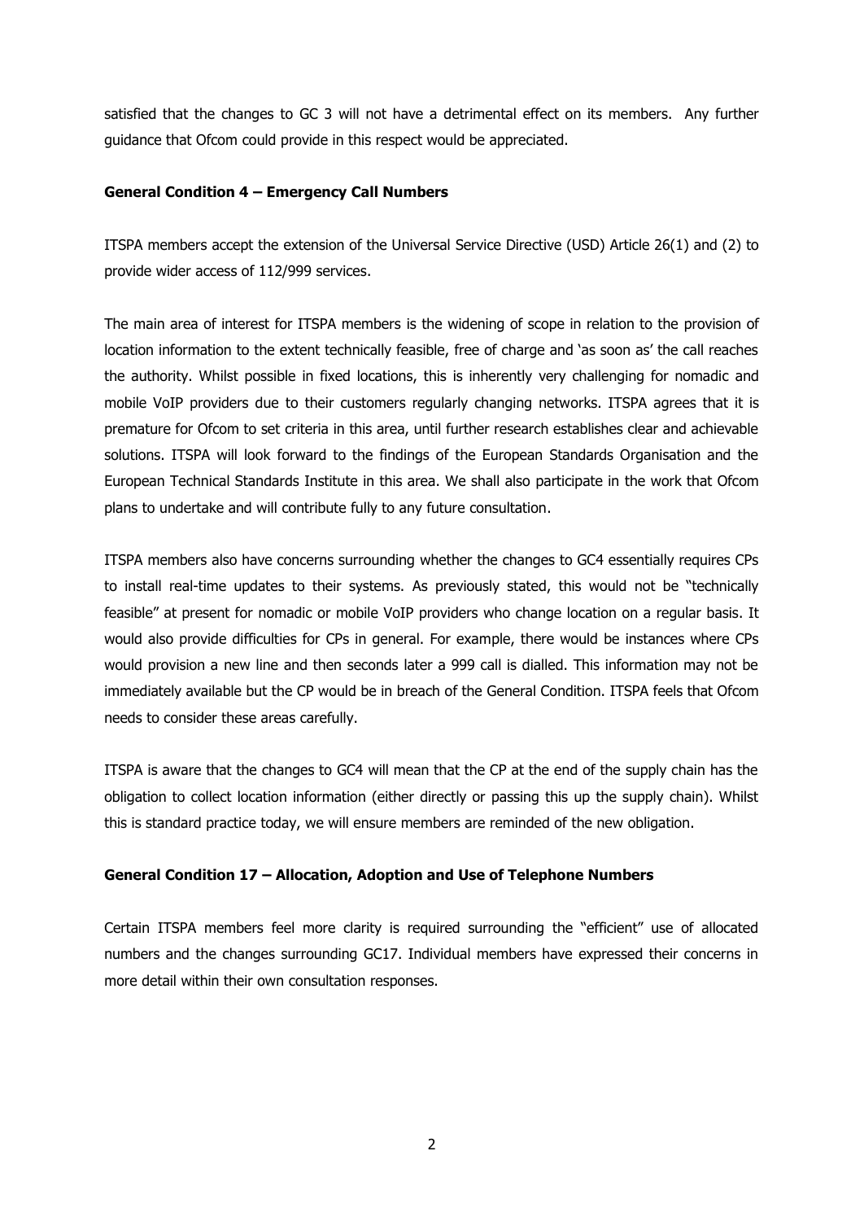satisfied that the changes to GC 3 will not have a detrimental effect on its members. Any further guidance that Ofcom could provide in this respect would be appreciated.

**General Condition 4 – Emergency Call Numbers**

ITSPA members accept the extension of the Universal Service Directive (USD) Article 26(1) and (2) to provide wider access of 112/999 services.

The main area of interest for ITSPA members is the widening of scope in relation to the provision of location information to the extent technically feasible, free of charge and 'as soon as' the call reaches the authority. Whilst possible in fixed locations, this is inherently very challenging for nomadic and mobile VoIP providers due to their customers regularly changing networks. ITSPA agrees that it is premature for Ofcom to set criteria in this area, until further research establishes clear and achievable solutions. ITSPA will look forward to the findings of the European Standards Organisation and the European Technical Standards Institute in this area. We shall also participate in the work that Ofcom plans to undertake and will contribute fully to any future consultation.

ITSPA members also have concerns surrounding whether the changes to GC4 essentially requires CPs to install real-time updates to their systems. As previously stated, this would not be "technically feasible" at present for nomadic or mobile VoIP providers who change location on a regular basis. It would also provide difficulties for CPs in general. For example, there would be instances where CPs would provision a new line and then seconds later a 999 call is dialled. This information may not be immediately available but the CP would be in breach of the General Condition. ITSPA feels that Ofcom needs to consider these areas carefully.

ITSPA is aware that the changes to GC4 will mean that the CP at the end of the supply chain has the obligation to collect location information (either directly or passing this up the supply chain). Whilst this is standard practice today, we will ensure members are reminded of the new obligation.

**General Condition 17 – Allocation, Adoption and Use of Telephone Numbers**

Certain ITSPA members feel more clarity is required surrounding the "efficient" use of allocated numbers and the changes surrounding GC17. Individual members have expressed their concerns in more detail within their own consultation responses.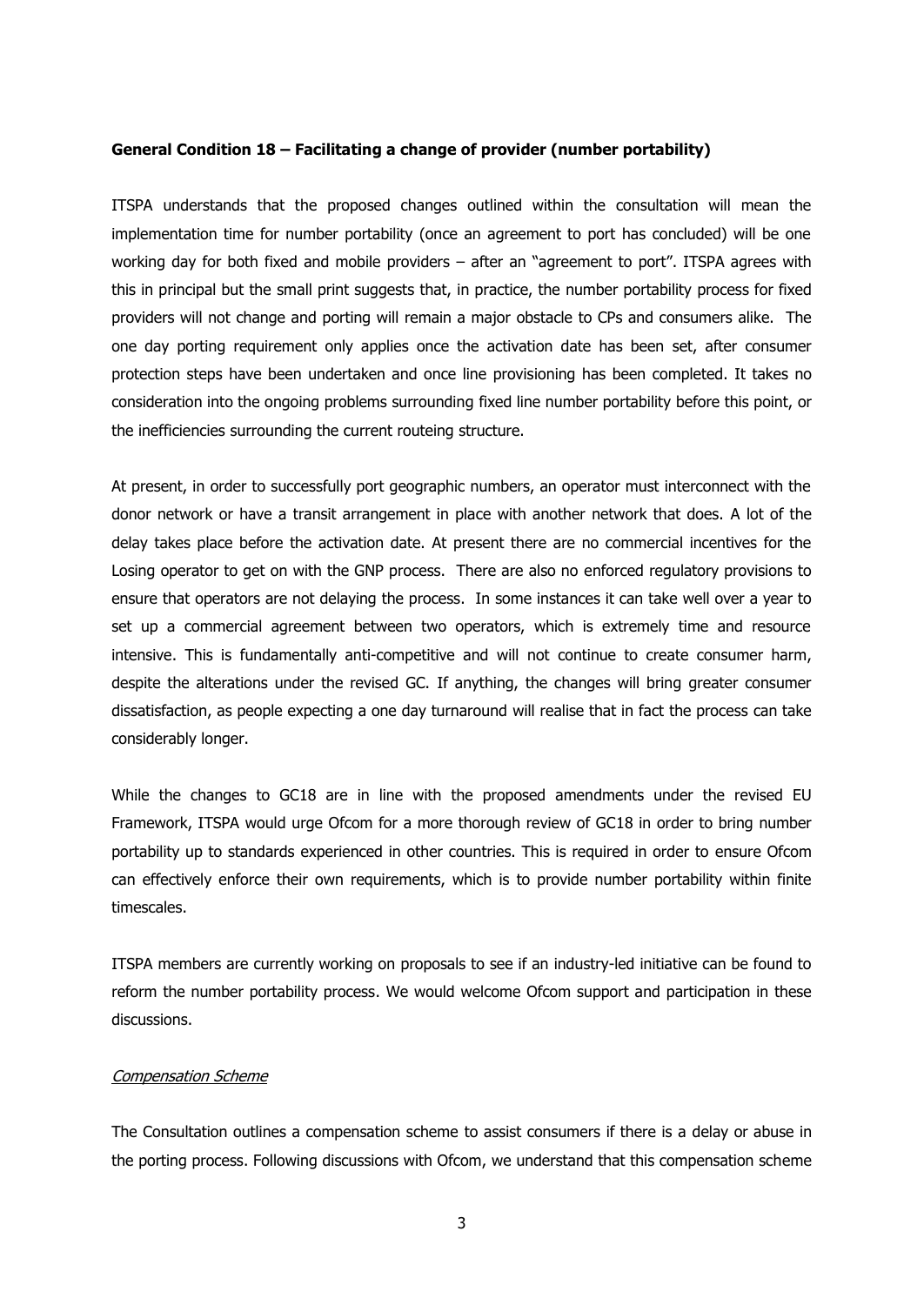**General Condition 18 – Facilitating a change of provider (number portability)**

ITSPA understands that the proposed changes outlined within the consultation will mean the implementation time for number portability (once an agreement to port has concluded) will be one working day for both fixed and mobile providers – after an "agreement to port". ITSPA agrees with this in principal but the small print suggests that, in practice, the number portability process for fixed providers will not change and porting will remain a major obstacle to CPs and consumers alike. The one day porting requirement only applies once the activation date has been set, after consumer protection steps have been undertaken and once line provisioning has been completed. It takes no consideration into the ongoing problems surrounding fixed line number portability before this point, or the inefficiencies surrounding the current routeing structure.

At present, in order to successfully port geographic numbers, an operator must interconnect with the donor network or have a transit arrangement in place with another network that does. A lot of the delay takes place before the activation date. At present there are no commercial incentives for the Losing operator to get on with the GNP process. There are also no enforced regulatory provisions to ensure that operators are not delaying the process. In some instances it can take well over a year to set up a commercial agreement between two operators, which is extremely time and resource intensive. This is fundamentally anti-competitive and will not continue to create consumer harm, despite the alterations under the revised GC. If anything, the changes will bring greater consumer dissatisfaction, as people expecting a one day turnaround will realise that in fact the process can take considerably longer.

While the changes to GC18 are in line with the proposed amendments under the revised EU Framework, ITSPA would urge Ofcom for a more thorough review of GC18 in order to bring number portability up to standards experienced in other countries. This is required in order to ensure Ofcom can effectively enforce their own requirements, which is to provide number portability within finite timescales.

ITSPA members are currently working on proposals to see if an industry-led initiative can be found to reform the number portability process. We would welcome Ofcom support and participation in these discussions.

*Compensation Scheme*

The Consultation outlines a compensation scheme to assist consumers if there is a delay or abuse in the porting process. Following discussions with Ofcom, we understand that this compensation scheme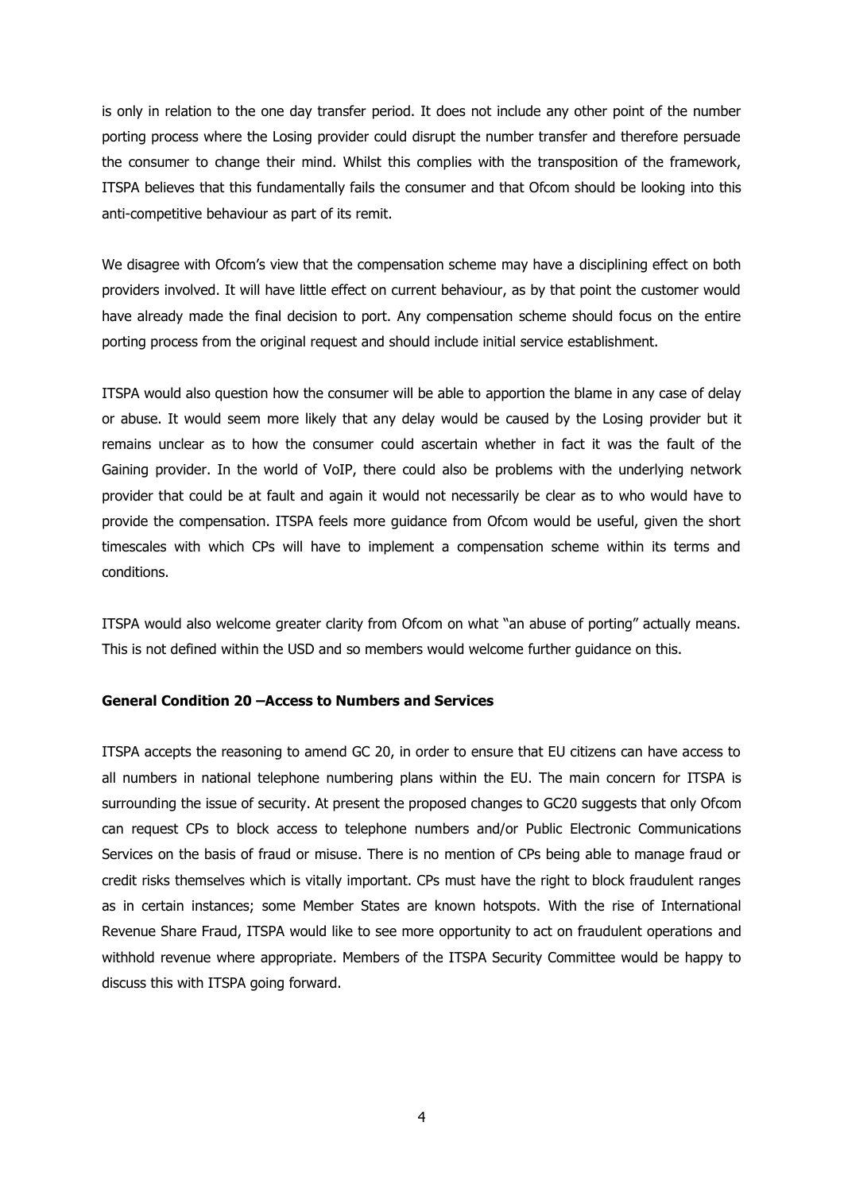is only in relation to the one day transfer period. It does not include any other point of the number porting process where the Losing provider could disrupt the number transfer and therefore persuade the consumer to change their mind. Whilst this complies with the transposition of the framework, ITSPA believes that this fundamentally fails the consumer and that Ofcom should be looking into this anti-competitive behaviour as part of its remit.

We disagree with Ofcom's view that the compensation scheme may have a disciplining effect on both providers involved. It will have little effect on current behaviour, as by that point the customer would have already made the final decision to port. Any compensation scheme should focus on the entire porting process from the original request and should include initial service establishment.

ITSPA would also question how the consumer will be able to apportion the blame in any case of delay or abuse. It would seem more likely that any delay would be caused by the Losing provider but it remains unclear as to how the consumer could ascertain whether in fact it was the fault of the Gaining provider. In the world of VoIP, there could also be problems with the underlying network provider that could be at fault and again it would not necessarily be clear as to who would have to provide the compensation. ITSPA feels more guidance from Ofcom would be useful, given the short timescales with which CPs will have to implement a compensation scheme within its terms and conditions.

ITSPA would also welcome greater clarity from Ofcom on what "an abuse of porting" actually means. This is not defined within the USD and so members would welcome further guidance on this.

**General Condition 20 –Access to Numbers and Services**

ITSPA accepts the reasoning to amend GC 20, in order to ensure that EU citizens can have access to all numbers in national telephone numbering plans within the EU. The main concern for ITSPA is surrounding the issue of security. At present the proposed changes to GC20 suggests that only Ofcom can request CPs to block access to telephone numbers and/or Public Electronic Communications Services on the basis of fraud or misuse. There is no mention of CPs being able to manage fraud or credit risks themselves which is vitally important. CPs must have the right to block fraudulent ranges as in certain instances; some Member States are known hotspots. With the rise of International Revenue Share Fraud, ITSPA would like to see more opportunity to act on fraudulent operations and withhold revenue where appropriate. Members of the ITSPA Security Committee would be happy to discuss this with ITSPA going forward.